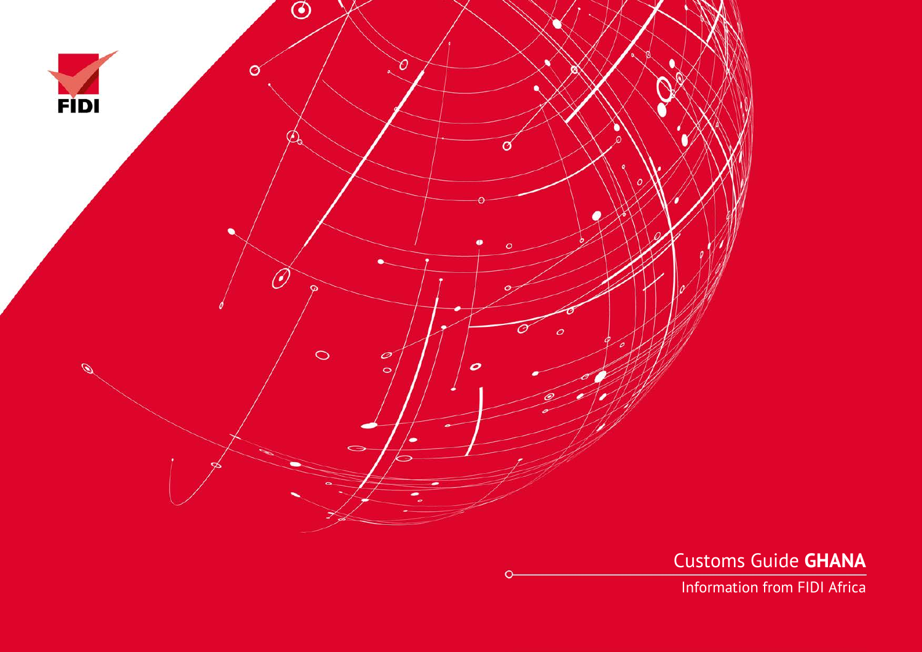FIDI

# Customs Guide **GHANA**

Information from FIDI Africa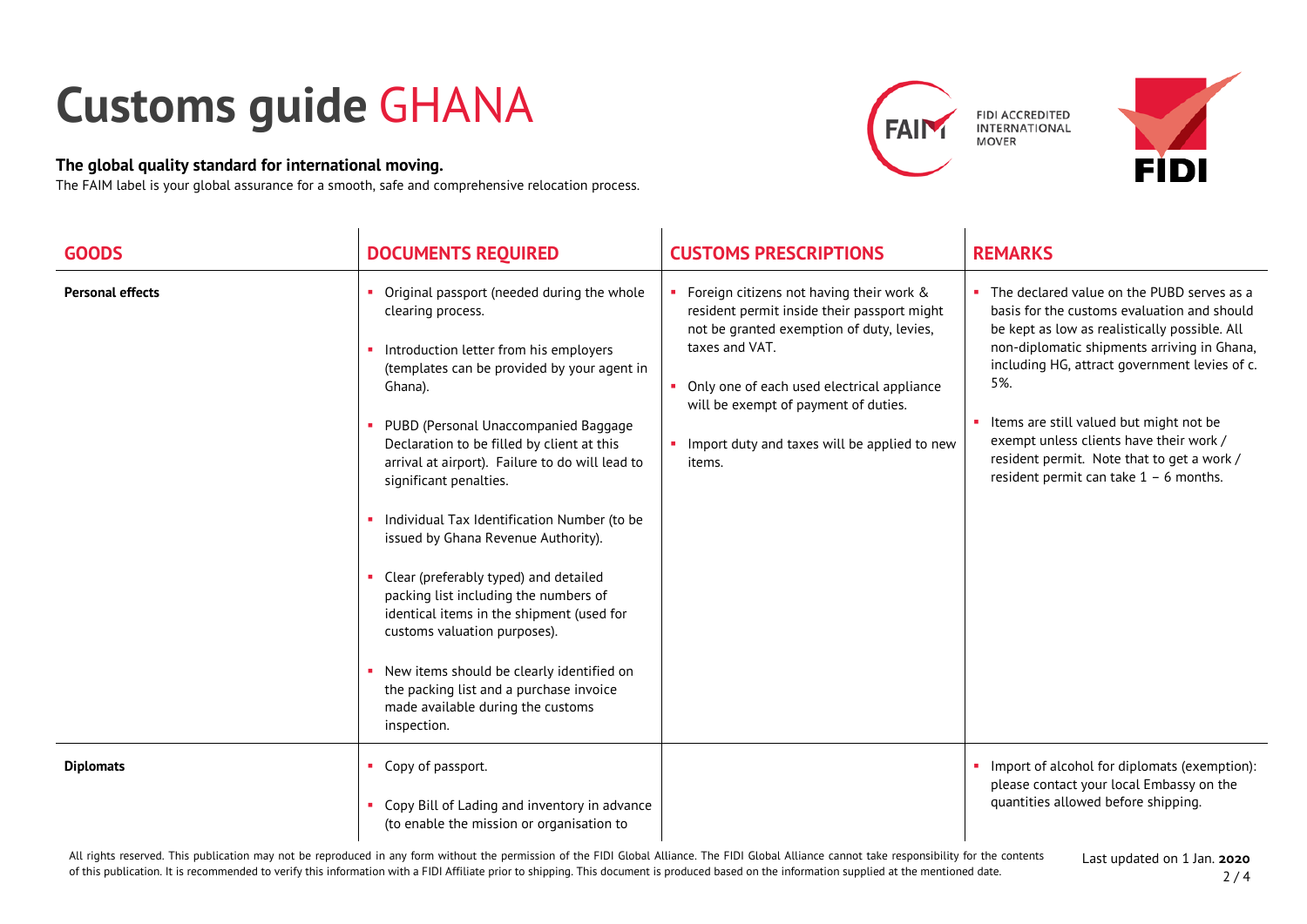# Customs guide GHANA

**The global quality standard for international moving.**

The FAIM label is your global assurance for a smooth, safe and comprehensive relocation process.

FIDI ACCREDITED INTERNATIONAL MOVER

| GOODS | DOCUMENTS REQUIRED | CUSTOMS PRESCRIPTIONS | REMARKS |
|---|---|---|---|
| **Personal effects** | ▪ Original passport (needed during the whole clearing process.<br><br>▪ Introduction letter from his employers (templates can be provided by your agent in Ghana).<br><br>▪ PUBD (Personal Unaccompanied Baggage Declaration to be filled by client at this arrival at airport). Failure to do will lead to significant penalties.<br><br>▪ Individual Tax Identification Number (to be issued by Ghana Revenue Authority).<br><br>▪ Clear (preferably typed) and detailed packing list including the numbers of identical items in the shipment (used for customs valuation purposes).<br><br>▪ New items should be clearly identified on the packing list and a purchase invoice made available during the customs inspection. | ▪ Foreign citizens not having their work & resident permit inside their passport might not be granted exemption of duty, levies, taxes and VAT.<br><br>▪ Only one of each used electrical appliance will be exempt of payment of duties.<br><br>▪ Import duty and taxes will be applied to new items. | ▪ The declared value on the PUBD serves as a basis for the customs evaluation and should be kept as low as realistically possible. All non-diplomatic shipments arriving in Ghana, including HG, attract government levies of c. 5%.<br><br>▪ Items are still valued but might not be exempt unless clients have their work / resident permit. Note that to get a work / resident permit can take 1 – 6 months. |
| **Diplomats** | ▪ Copy of passport.<br><br>▪ Copy Bill of Lading and inventory in advance (to enable the mission or organisation to | | ▪ Import of alcohol for diplomats (exemption): please contact your local Embassy on the quantities allowed before shipping. |

All rights reserved. This publication may not be reproduced in any form without the permission of the FIDI Global Alliance. The FIDI Global Alliance cannot take responsibility for the contents of this publication. It is recommended to verify this information with a FIDI Affiliate prior to shipping. This document is produced based on the information supplied at the mentioned date.

Last updated on 1 Jan. **2020**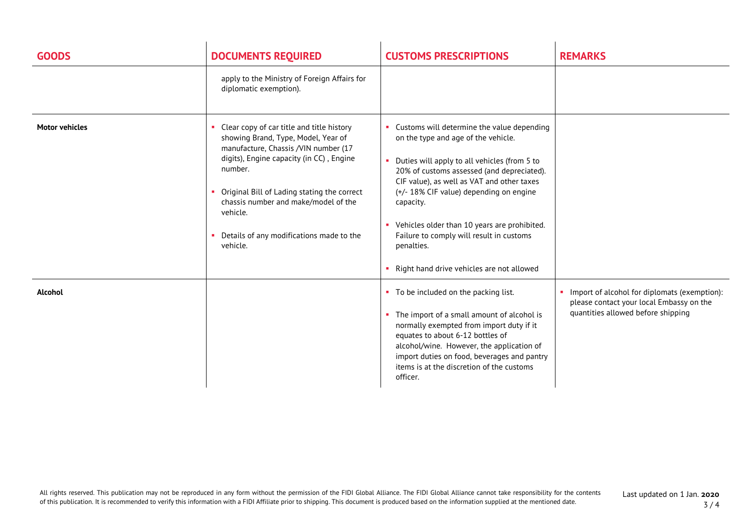| GOODS | DOCUMENTS REQUIRED | CUSTOMS PRESCRIPTIONS | REMARKS |
|---|---|---|---|
| | apply to the Ministry of Foreign Affairs for diplomatic exemption). | | |
| **Motor vehicles** | ▪ Clear copy of car title and title history showing Brand, Type, Model, Year of manufacture, Chassis /VIN number (17 digits), Engine capacity (in CC) , Engine number.<br><br>▪ Original Bill of Lading stating the correct chassis number and make/model of the vehicle.<br><br>▪ Details of any modifications made to the vehicle. | ▪ Customs will determine the value depending on the type and age of the vehicle.<br><br>▪ Duties will apply to all vehicles (from 5 to 20% of customs assessed (and depreciated). CIF value), as well as VAT and other taxes (+/- 18% CIF value) depending on engine capacity.<br><br>▪ Vehicles older than 10 years are prohibited. Failure to comply will result in customs penalties.<br><br>▪ Right hand drive vehicles are not allowed | |
| **Alcohol** | | ▪ To be included on the packing list.<br><br>▪ The import of a small amount of alcohol is normally exempted from import duty if it equates to about 6-12 bottles of alcohol/wine. However, the application of import duties on food, beverages and pantry items is at the discretion of the customs officer. | ▪ Import of alcohol for diplomats (exemption): please contact your local Embassy on the quantities allowed before shipping |

All rights reserved. This publication may not be reproduced in any form without the permission of the FIDI Global Alliance. The FIDI Global Alliance cannot take responsibility for the contents of this publication. It is recommended to verify this information with a FIDI Affiliate prior to shipping. This document is produced based on the information supplied at the mentioned date.

Last updated on 1 Jan. **2020**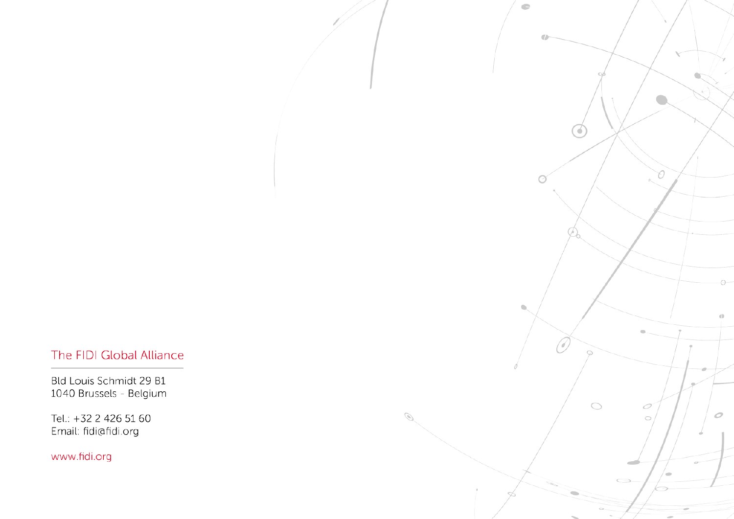The FIDI Global Alliance

Bld Louis Schmidt 29 B1
1040 Brussels - Belgium

Tel.: +32 2 426 51 60
Email: fidi@fidi.org

www.fidi.org